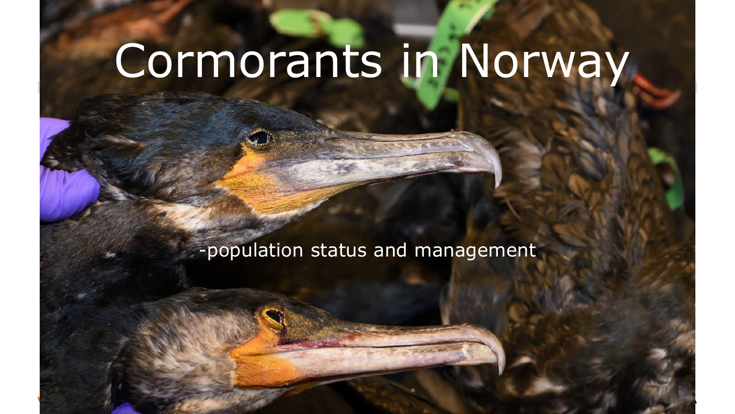# Cormorants in Norway

-population status and management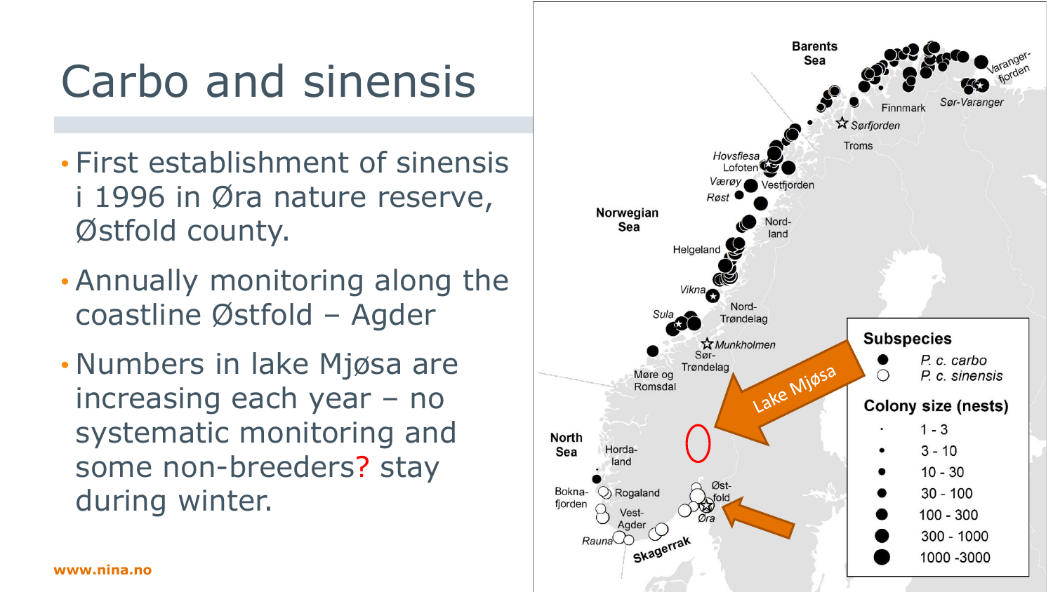# Carbo and sinensis

- First establishment of sinensis i 1996 in Øra nature reserve, Østfold county.
- Annually monitoring along the coastline Østfold – Agder
- Numbers in lake Mjøsa are increasing each year – no systematic monitoring and some non-breeders? stay during winter.

Barents Sea

Varangerfjorden

Sør-Varanger

Finnmark

Sørfjorden

Troms

Hovsflesa

Lofoten

Værøy

Vestfjorden

Røst

Nordland

Norwegian Sea

Helgeland

Vikna

Sula

Nord-Trøndelag

Munkholmen

Sør-Trøndelag

Møre og Romsdal

Lake Mjøsa

North Sea

Hordaland

Boknafjorden

Rogaland

Østfold

Øra

Vest-Agder

Rauna

Skagerrak

| Subspecies | |
| --- | --- |
| ● | *P. c. carbo* |
| ○ | *P. c. sinensis* |

| Colony size (nests) |
| --- |
| 1 - 3 |
| 3 - 10 |
| 10 - 30 |
| 30 - 100 |
| 100 - 300 |
| 300 - 1000 |
| 1000 -3000 |

www.nina.no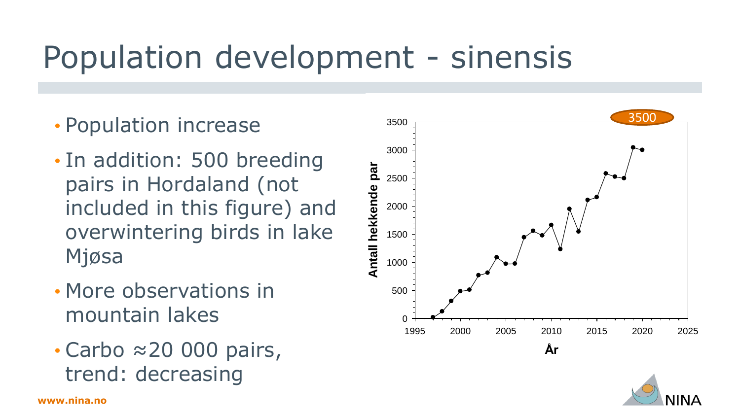# Population development - sinensis

- Population increase
- In addition: 500 breeding pairs in Hordaland (not included in this figure) and overwintering birds in lake Mjøsa
- More observations in mountain lakes
- Carbo ≈20 000 pairs, trend: decreasing

www.nina.no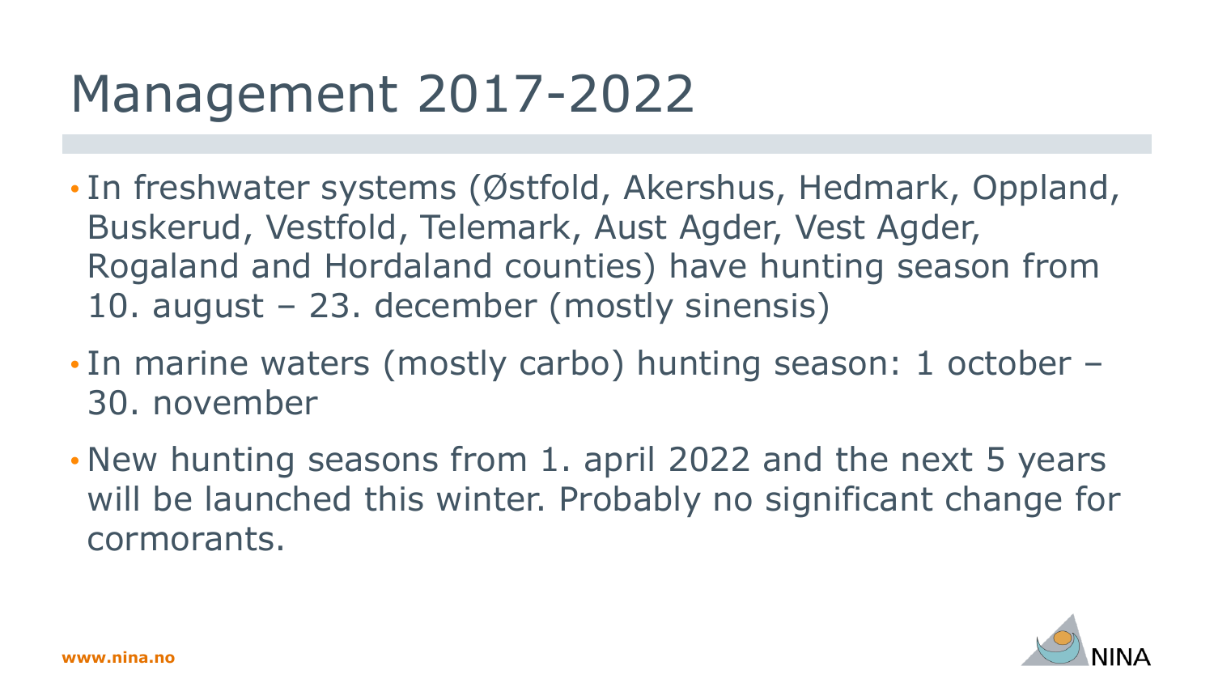# Management 2017-2022

- In freshwater systems (Østfold, Akershus, Hedmark, Oppland, Buskerud, Vestfold, Telemark, Aust Agder, Vest Agder, Rogaland and Hordaland counties) have hunting season from 10. august – 23. december (mostly sinensis)
- In marine waters (mostly carbo) hunting season: 1 october – 30. november
- New hunting seasons from 1. april 2022 and the next 5 years will be launched this winter. Probably no significant change for cormorants.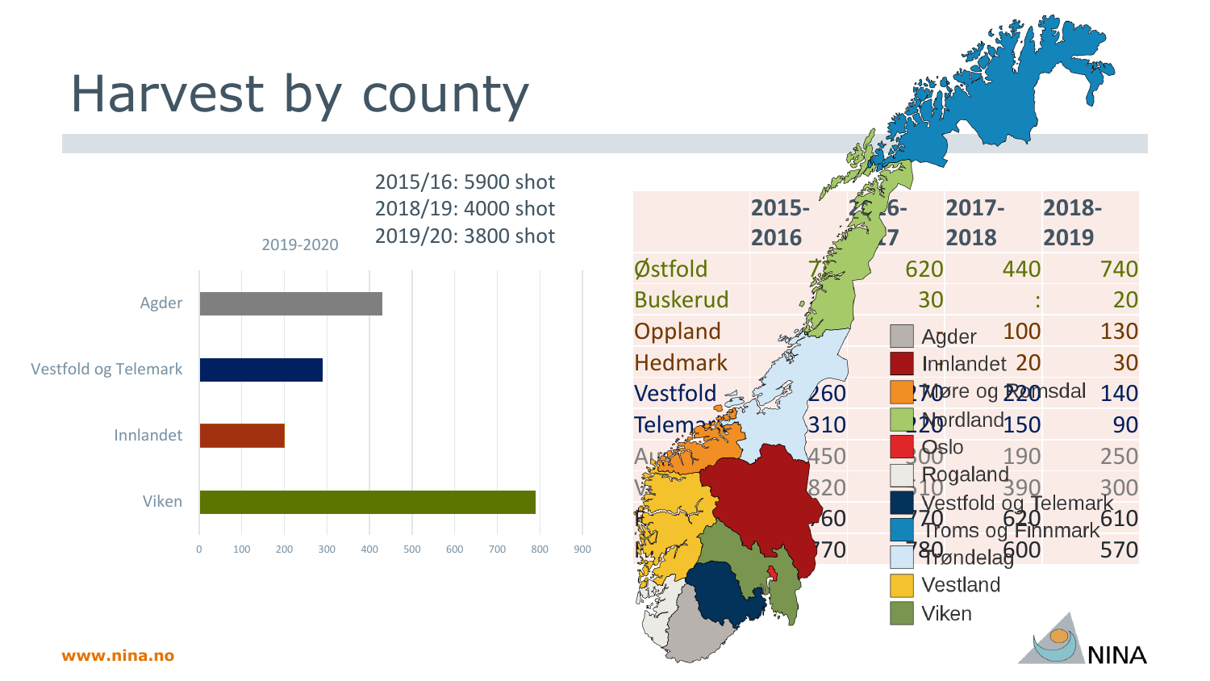# Harvest by county

2015/16: 5900 shot
2018/19: 4000 shot
2019/20: 3800 shot

2019-2020

| County | Harvest |
| --- | --- |
| Agder | ~430 |
| Vestfold og Telemark | ~290 |
| Innlandet | ~200 |
| Viken | ~790 |

|  | 2015-2016 | 2016-2017 | 2017-2018 | 2018-2019 |
| --- | --- | --- | --- | --- |
| Østfold | 7 | 620 | 440 | 740 |
| Buskerud |  | 30 | : | 20 |
| Oppland |  |  | 100 | 130 |
| Hedmark |  |  | 20 | 30 |
| Vestfold | 260 | 270 | 220 | 140 |
| Telemark | 310 | 220 | 150 | 90 |
| Au | 450 | 300 | 190 | 250 |
| V | 820 | 310 | 390 | 300 |
| R | 60 | 770 | 620 | 610 |
| N | 70 | 780 | 600 | 570 |

Agder
Innlandet
Møre og Romsdal
Nordland
Oslo
Rogaland
Vestfold og Telemark
Troms og Finnmark
Trøndelag
Vestland
Viken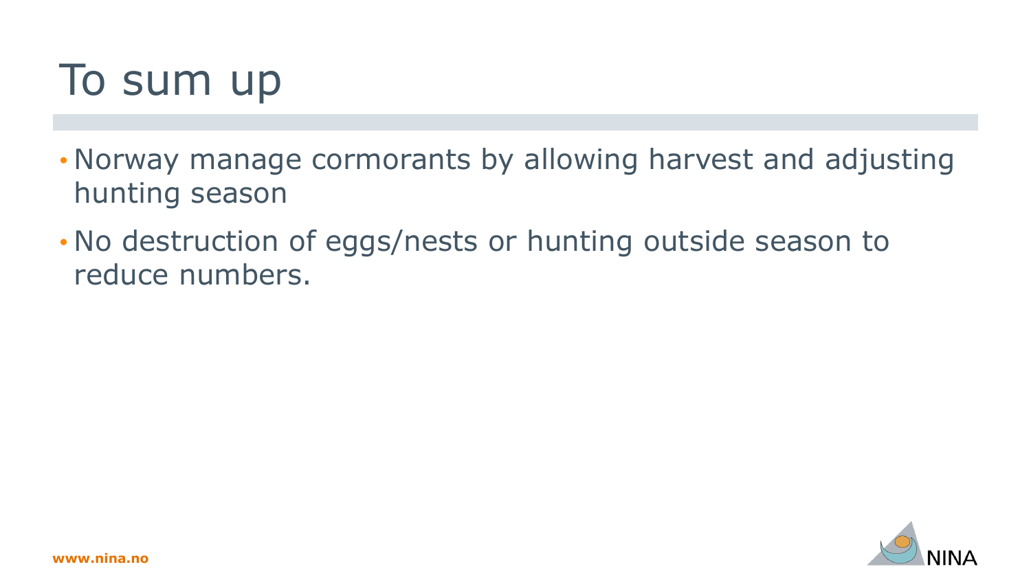# To sum up

- Norway manage cormorants by allowing harvest and adjusting hunting season
- No destruction of eggs/nests or hunting outside season to reduce numbers.